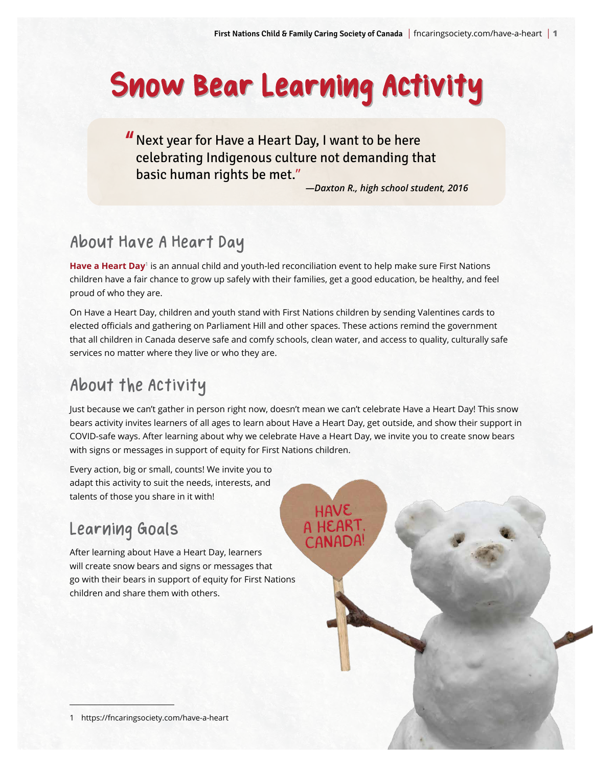# Snow Bear Learning Activity

> "Next year for Have a Heart Day, I want to be here celebrating Indigenous culture not demanding that basic human rights be met."
>
> *—Daxton R., high school student, 2016*

## About Have A Heart Day

**Have a Heart Day**[1] is an annual child and youth-led reconciliation event to help make sure First Nations children have a fair chance to grow up safely with their families, get a good education, be healthy, and feel proud of who they are.

On Have a Heart Day, children and youth stand with First Nations children by sending Valentines cards to elected officials and gathering on Parliament Hill and other spaces. These actions remind the government that all children in Canada deserve safe and comfy schools, clean water, and access to quality, culturally safe services no matter where they live or who they are.

## About the Activity

Just because we can't gather in person right now, doesn't mean we can't celebrate Have a Heart Day! This snow bears activity invites learners of all ages to learn about Have a Heart Day, get outside, and show their support in COVID-safe ways. After learning about why we celebrate Have a Heart Day, we invite you to create snow bears with signs or messages in support of equity for First Nations children.

Every action, big or small, counts! We invite you to adapt this activity to suit the needs, interests, and talents of those you share in it with!

## Learning Goals

After learning about Have a Heart Day, learners will create snow bears and signs or messages that go with their bears in support of equity for First Nations children and share them with others.

HAVE A HEART, CANADA!

1 https://fncaringsociety.com/have-a-heart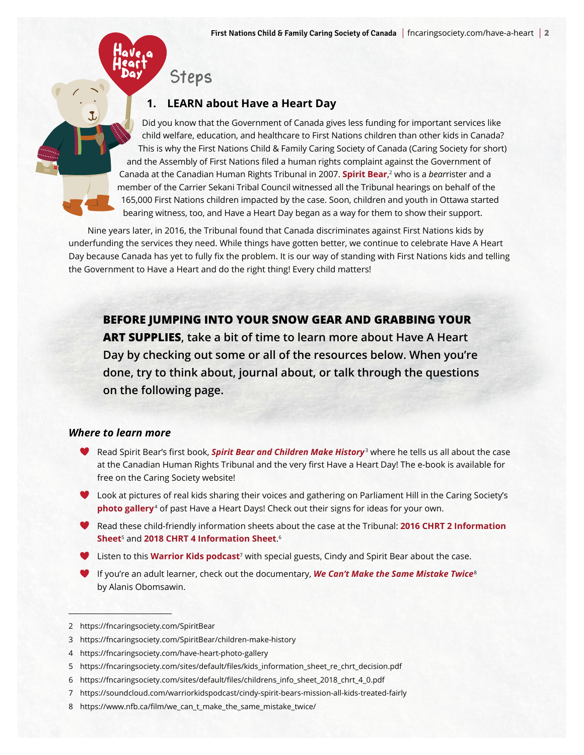# Steps

## 1. LEARN about Have a Heart Day

Did you know that the Government of Canada gives less funding for important services like child welfare, education, and healthcare to First Nations children than other kids in Canada? This is why the First Nations Child & Family Caring Society of Canada (Caring Society for short) and the Assembly of First Nations filed a human rights complaint against the Government of Canada at the Canadian Human Rights Tribunal in 2007. **Spirit Bear**,[2] who is a *bear*rister and a member of the Carrier Sekani Tribal Council witnessed all the Tribunal hearings on behalf of the 165,000 First Nations children impacted by the case. Soon, children and youth in Ottawa started bearing witness, too, and Have a Heart Day began as a way for them to show their support.

Nine years later, in 2016, the Tribunal found that Canada discriminates against First Nations kids by underfunding the services they need. While things have gotten better, we continue to celebrate Have A Heart Day because Canada has yet to fully fix the problem. It is our way of standing with First Nations kids and telling the Government to Have a Heart and do the right thing! Every child matters!

**BEFORE JUMPING INTO YOUR SNOW GEAR AND GRABBING YOUR ART SUPPLIES, take a bit of time to learn more about Have A Heart Day by checking out some or all of the resources below. When you're done, try to think about, journal about, or talk through the questions on the following page.**

### *Where to learn more*

- Read Spirit Bear's first book, ***Spirit Bear and Children Make History***[3] where he tells us all about the case at the Canadian Human Rights Tribunal and the very first Have a Heart Day! The e-book is available for free on the Caring Society website!
- Look at pictures of real kids sharing their voices and gathering on Parliament Hill in the Caring Society's **photo gallery**[4] of past Have a Heart Days! Check out their signs for ideas for your own.
- Read these child-friendly information sheets about the case at the Tribunal: **2016 CHRT 2 Information Sheet**[5] and **2018 CHRT 4 Information Sheet**.[6]
- Listen to this **Warrior Kids podcast**[7] with special guests, Cindy and Spirit Bear about the case.
- If you're an adult learner, check out the documentary, ***We Can't Make the Same Mistake Twice***[8] by Alanis Obomsawin.

---

2 https://fncaringsociety.com/SpiritBear

3 https://fncaringsociety.com/SpiritBear/children-make-history

4 https://fncaringsociety.com/have-heart-photo-gallery

5 https://fncaringsociety.com/sites/default/files/kids_information_sheet_re_chrt_decision.pdf

6 https://fncaringsociety.com/sites/default/files/childrens_info_sheet_2018_chrt_4_0.pdf

7 https://soundcloud.com/warriorkidspodcast/cindy-spirit-bears-mission-all-kids-treated-fairly

8 https://www.nfb.ca/film/we_can_t_make_the_same_mistake_twice/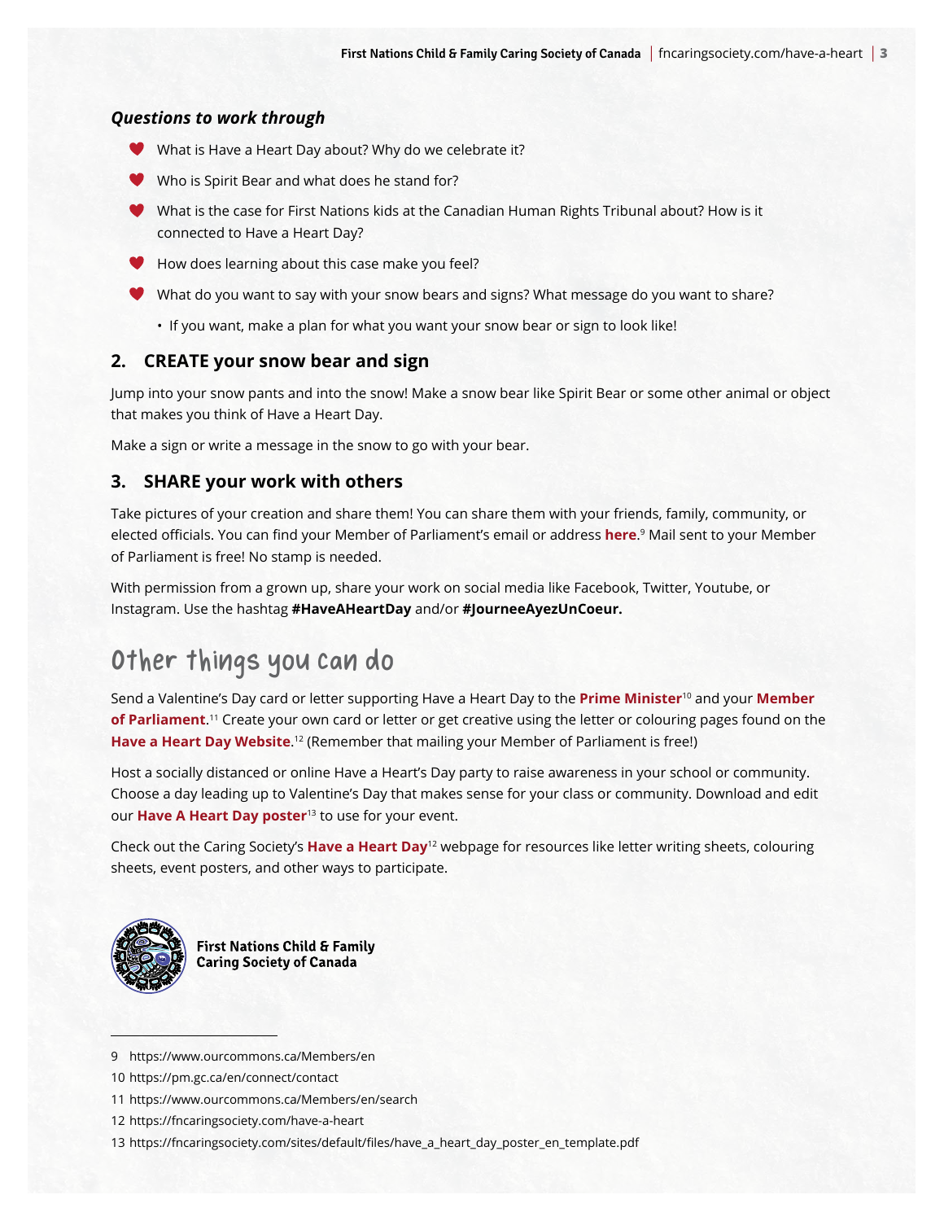***Questions to work through***

- What is Have a Heart Day about? Why do we celebrate it?
- Who is Spirit Bear and what does he stand for?
- What is the case for First Nations kids at the Canadian Human Rights Tribunal about? How is it connected to Have a Heart Day?
- How does learning about this case make you feel?
- What do you want to say with your snow bears and signs? What message do you want to share?
  - If you want, make a plan for what you want your snow bear or sign to look like!

## 2. CREATE your snow bear and sign

Jump into your snow pants and into the snow! Make a snow bear like Spirit Bear or some other animal or object that makes you think of Have a Heart Day.

Make a sign or write a message in the snow to go with your bear.

## 3. SHARE your work with others

Take pictures of your creation and share them! You can share them with your friends, family, community, or elected officials. You can find your Member of Parliament's email or address **here**.[9] Mail sent to your Member of Parliament is free! No stamp is needed.

With permission from a grown up, share your work on social media like Facebook, Twitter, Youtube, or Instagram. Use the hashtag **#HaveAHeartDay** and/or **#JourneeAyezUnCoeur.**

# Other things you can do

Send a Valentine's Day card or letter supporting Have a Heart Day to the **Prime Minister**[10] and your **Member of Parliament.**[11] Create your own card or letter or get creative using the letter or colouring pages found on the **Have a Heart Day Website**.[12] (Remember that mailing your Member of Parliament is free!)

Host a socially distanced or online Have a Heart's Day party to raise awareness in your school or community. Choose a day leading up to Valentine's Day that makes sense for your class or community. Download and edit our **Have A Heart Day poster**[13] to use for your event.

Check out the Caring Society's **Have a Heart Day**[12] webpage for resources like letter writing sheets, colouring sheets, event posters, and other ways to participate.

First Nations Child & Family Caring Society of Canada

---

9 https://www.ourcommons.ca/Members/en

10 https://pm.gc.ca/en/connect/contact

11 https://www.ourcommons.ca/Members/en/search

12 https://fncaringsociety.com/have-a-heart

13 https://fncaringsociety.com/sites/default/files/have_a_heart_day_poster_en_template.pdf